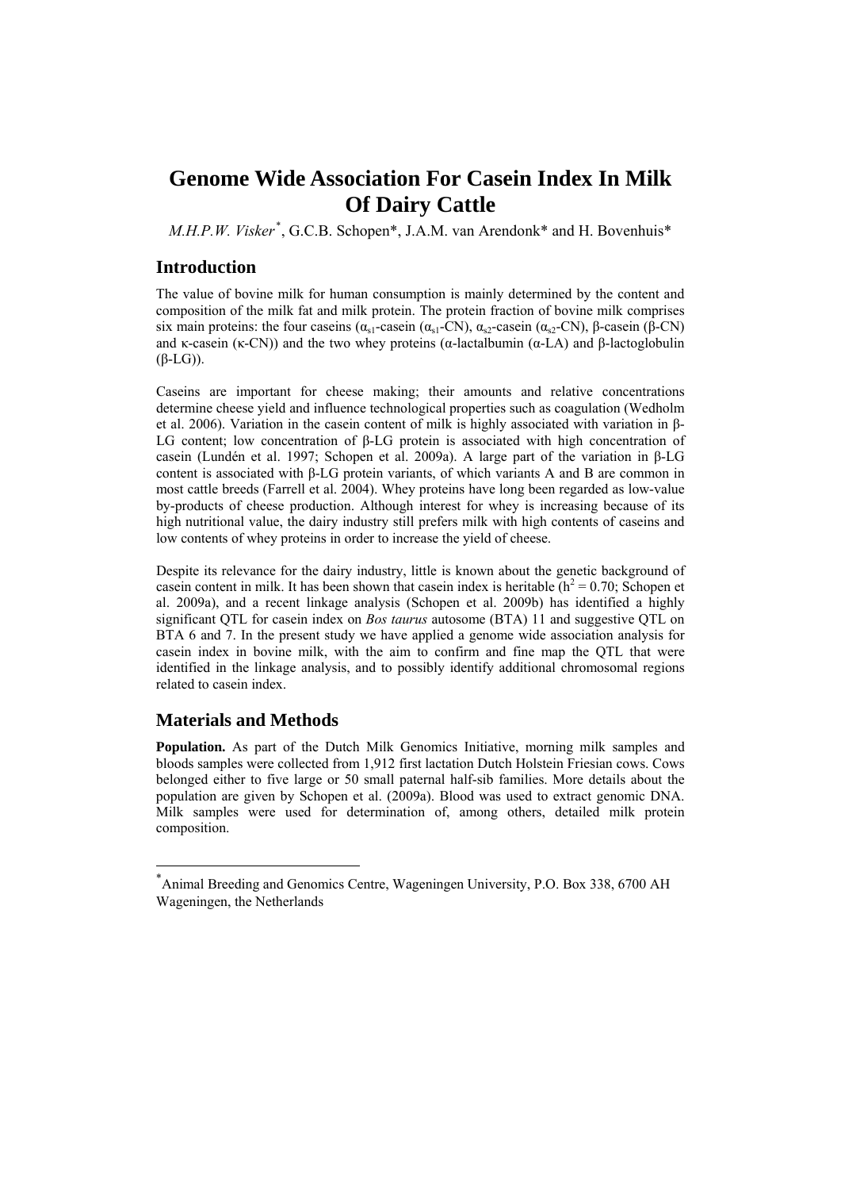# Genome Wide Association For Casein Index In Milk Of Dairy Cattle

*M.H.P.W. Visker*[*], G.C.B. Schopen*, J.A.M. van Arendonk* and H. Bovenhuis*

## Introduction

The value of bovine milk for human consumption is mainly determined by the content and composition of the milk fat and milk protein. The protein fraction of bovine milk comprises six main proteins: the four caseins ($\alpha_{s1}$-casein ($\alpha_{s1}$-CN), $\alpha_{s2}$-casein ($\alpha_{s2}$-CN), β-casein (β-CN) and κ-casein (κ-CN)) and the two whey proteins (α-lactalbumin (α-LA) and β-lactoglobulin (β-LG)).

Caseins are important for cheese making; their amounts and relative concentrations determine cheese yield and influence technological properties such as coagulation (Wedholm et al. 2006). Variation in the casein content of milk is highly associated with variation in β-LG content; low concentration of β-LG protein is associated with high concentration of casein (Lundén et al. 1997; Schopen et al. 2009a). A large part of the variation in β-LG content is associated with β-LG protein variants, of which variants A and B are common in most cattle breeds (Farrell et al. 2004). Whey proteins have long been regarded as low-value by-products of cheese production. Although interest for whey is increasing because of its high nutritional value, the dairy industry still prefers milk with high contents of caseins and low contents of whey proteins in order to increase the yield of cheese.

Despite its relevance for the dairy industry, little is known about the genetic background of casein content in milk. It has been shown that casein index is heritable ($h^2 = 0.70$; Schopen et al. 2009a), and a recent linkage analysis (Schopen et al. 2009b) has identified a highly significant QTL for casein index on *Bos taurus* autosome (BTA) 11 and suggestive QTL on BTA 6 and 7. In the present study we have applied a genome wide association analysis for casein index in bovine milk, with the aim to confirm and fine map the QTL that were identified in the linkage analysis, and to possibly identify additional chromosomal regions related to casein index.

## Materials and Methods

**Population.** As part of the Dutch Milk Genomics Initiative, morning milk samples and bloods samples were collected from 1,912 first lactation Dutch Holstein Friesian cows. Cows belonged either to five large or 50 small paternal half-sib families. More details about the population are given by Schopen et al. (2009a). Blood was used to extract genomic DNA. Milk samples were used for determination of, among others, detailed milk protein composition.

---

[*] Animal Breeding and Genomics Centre, Wageningen University, P.O. Box 338, 6700 AH Wageningen, the Netherlands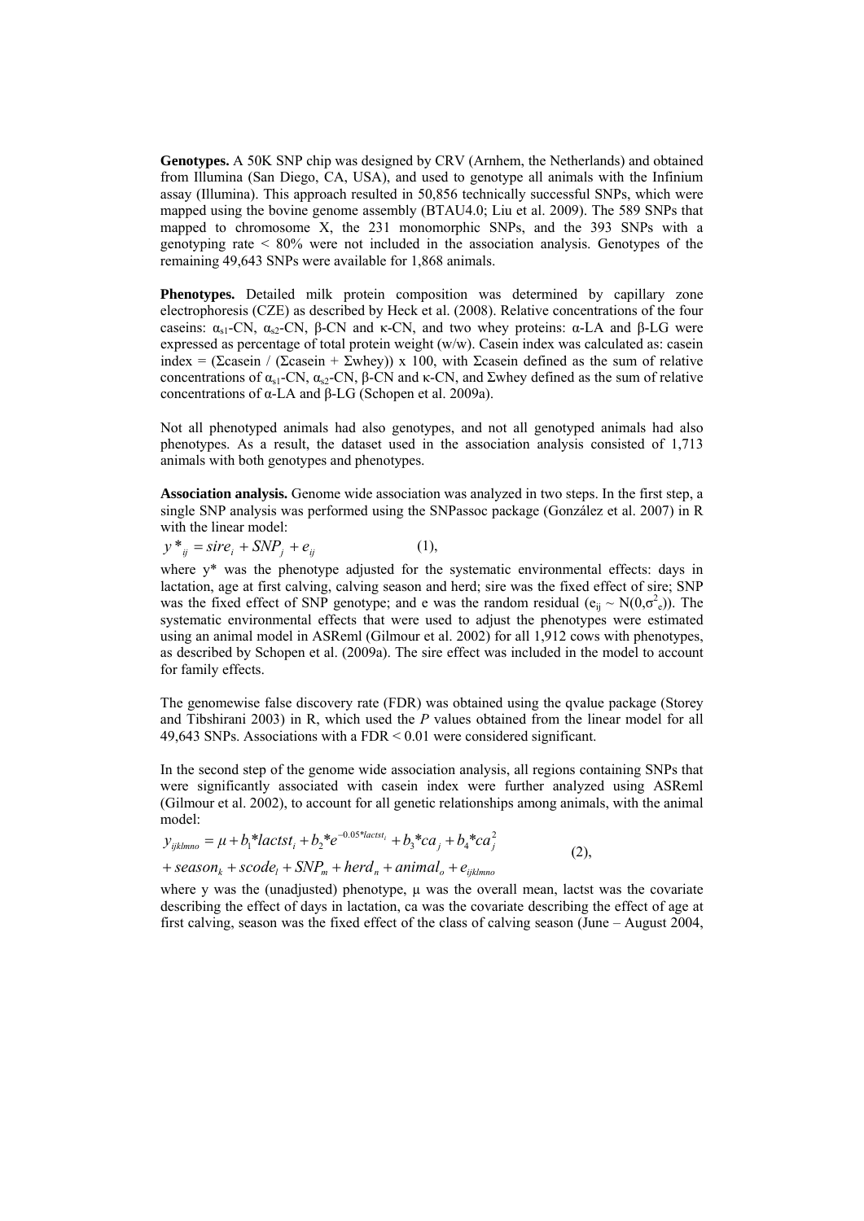**Genotypes.** A 50K SNP chip was designed by CRV (Arnhem, the Netherlands) and obtained from Illumina (San Diego, CA, USA), and used to genotype all animals with the Infinium assay (Illumina). This approach resulted in 50,856 technically successful SNPs, which were mapped using the bovine genome assembly (BTAU4.0; Liu et al. 2009). The 589 SNPs that mapped to chromosome X, the 231 monomorphic SNPs, and the 393 SNPs with a genotyping rate < 80% were not included in the association analysis. Genotypes of the remaining 49,643 SNPs were available for 1,868 animals.

**Phenotypes.** Detailed milk protein composition was determined by capillary zone electrophoresis (CZE) as described by Heck et al. (2008). Relative concentrations of the four caseins: $\alpha_{s1}$-CN, $\alpha_{s2}$-CN, β-CN and κ-CN, and two whey proteins: α-LA and β-LG were expressed as percentage of total protein weight (w/w). Casein index was calculated as: casein index = (Σcasein / (Σcasein + Σwhey)) x 100, with Σcasein defined as the sum of relative concentrations of $\alpha_{s1}$-CN, $\alpha_{s2}$-CN, β-CN and κ-CN, and Σwhey defined as the sum of relative concentrations of α-LA and β-LG (Schopen et al. 2009a).

Not all phenotyped animals had also genotypes, and not all genotyped animals had also phenotypes. As a result, the dataset used in the association analysis consisted of 1,713 animals with both genotypes and phenotypes.

**Association analysis.** Genome wide association was analyzed in two steps. In the first step, a single SNP analysis was performed using the SNPassoc package (González et al. 2007) in R with the linear model:

$$y^*_{ij} = sire_i + SNP_j + e_{ij} \qquad (1),$$

where y* was the phenotype adjusted for the systematic environmental effects: days in lactation, age at first calving, calving season and herd; sire was the fixed effect of sire; SNP was the fixed effect of SNP genotype; and e was the random residual ($e_{ij} \sim N(0,\sigma^2_e)$). The systematic environmental effects that were used to adjust the phenotypes were estimated using an animal model in ASReml (Gilmour et al. 2002) for all 1,912 cows with phenotypes, as described by Schopen et al. (2009a). The sire effect was included in the model to account for family effects.

The genomewise false discovery rate (FDR) was obtained using the qvalue package (Storey and Tibshirani 2003) in R, which used the *P* values obtained from the linear model for all 49,643 SNPs. Associations with a FDR < 0.01 were considered significant.

In the second step of the genome wide association analysis, all regions containing SNPs that were significantly associated with casein index were further analyzed using ASReml (Gilmour et al. 2002), to account for all genetic relationships among animals, with the animal model:

$$y_{ijklmno} = \mu + b_1{*}lactst_i + b_2{*}e^{-0.05{*}lactst_i} + b_3{*}ca_j + b_4{*}ca_j^2 + season_k + scode_l + SNP_m + herd_n + animal_o + e_{ijklmno} \qquad (2),$$

where y was the (unadjusted) phenotype, μ was the overall mean, lactst was the covariate describing the effect of days in lactation, ca was the covariate describing the effect of age at first calving, season was the fixed effect of the class of calving season (June – August 2004,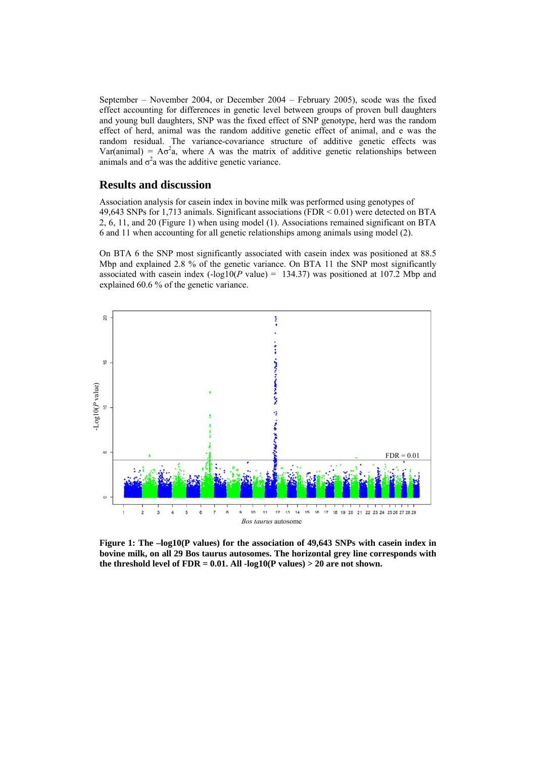September – November 2004, or December 2004 – February 2005), scode was the fixed effect accounting for differences in genetic level between groups of proven bull daughters and young bull daughters, SNP was the fixed effect of SNP genotype, herd was the random effect of herd, animal was the random additive genetic effect of animal, and e was the random residual. The variance-covariance structure of additive genetic effects was Var(animal) = $A\sigma^2 a$, where A was the matrix of additive genetic relationships between animals and $\sigma^2 a$ was the additive genetic variance.

## Results and discussion

Association analysis for casein index in bovine milk was performed using genotypes of 49,643 SNPs for 1,713 animals. Significant associations (FDR < 0.01) were detected on BTA 2, 6, 11, and 20 (Figure 1) when using model (1). Associations remained significant on BTA 6 and 11 when accounting for all genetic relationships among animals using model (2).

On BTA 6 the SNP most significantly associated with casein index was positioned at 88.5 Mbp and explained 2.8 % of the genetic variance. On BTA 11 the SNP most significantly associated with casein index (-log10(*P* value) = 134.37) was positioned at 107.2 Mbp and explained 60.6 % of the genetic variance.

**Figure 1: The –log10(P values) for the association of 49,643 SNPs with casein index in bovine milk, on all 29 Bos taurus autosomes. The horizontal grey line corresponds with the threshold level of FDR = 0.01. All -log10(P values) > 20 are not shown.**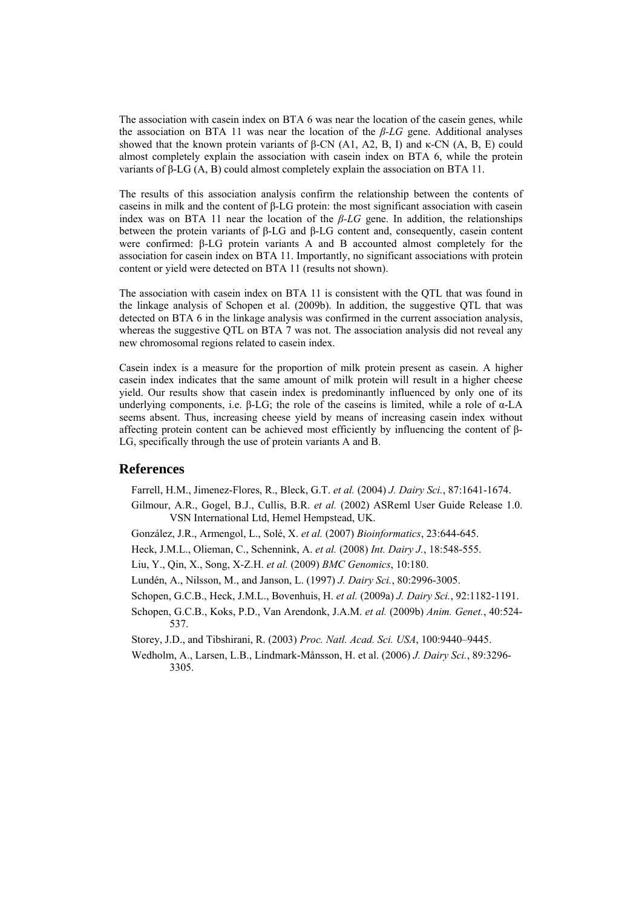The association with casein index on BTA 6 was near the location of the casein genes, while the association on BTA 11 was near the location of the *β-LG* gene. Additional analyses showed that the known protein variants of β-CN (A1, A2, B, I) and κ-CN (A, B, E) could almost completely explain the association with casein index on BTA 6, while the protein variants of β-LG (A, B) could almost completely explain the association on BTA 11.

The results of this association analysis confirm the relationship between the contents of caseins in milk and the content of β-LG protein: the most significant association with casein index was on BTA 11 near the location of the *β-LG* gene. In addition, the relationships between the protein variants of β-LG and β-LG content and, consequently, casein content were confirmed: β-LG protein variants A and B accounted almost completely for the association for casein index on BTA 11. Importantly, no significant associations with protein content or yield were detected on BTA 11 (results not shown).

The association with casein index on BTA 11 is consistent with the QTL that was found in the linkage analysis of Schopen et al. (2009b). In addition, the suggestive QTL that was detected on BTA 6 in the linkage analysis was confirmed in the current association analysis, whereas the suggestive QTL on BTA 7 was not. The association analysis did not reveal any new chromosomal regions related to casein index.

Casein index is a measure for the proportion of milk protein present as casein. A higher casein index indicates that the same amount of milk protein will result in a higher cheese yield. Our results show that casein index is predominantly influenced by only one of its underlying components, i.e. β-LG; the role of the caseins is limited, while a role of α-LA seems absent. Thus, increasing cheese yield by means of increasing casein index without affecting protein content can be achieved most efficiently by influencing the content of β-LG, specifically through the use of protein variants A and B.

## References

Farrell, H.M., Jimenez-Flores, R., Bleck, G.T. *et al.* (2004) *J. Dairy Sci.*, 87:1641-1674.

Gilmour, A.R., Gogel, B.J., Cullis, B.R. *et al.* (2002) ASReml User Guide Release 1.0. VSN International Ltd, Hemel Hempstead, UK.

González, J.R., Armengol, L., Solé, X. *et al.* (2007) *Bioinformatics*, 23:644-645.

Heck, J.M.L., Olieman, C., Schennink, A. *et al.* (2008) *Int. Dairy J.*, 18:548-555.

Liu, Y., Qin, X., Song, X-Z.H. *et al.* (2009) *BMC Genomics*, 10:180.

Lundén, A., Nilsson, M., and Janson, L. (1997) *J. Dairy Sci.*, 80:2996-3005.

Schopen, G.C.B., Heck, J.M.L., Bovenhuis, H. *et al.* (2009a) *J. Dairy Sci.*, 92:1182-1191.

Schopen, G.C.B., Koks, P.D., Van Arendonk, J.A.M. *et al.* (2009b) *Anim. Genet.*, 40:524-537.

Storey, J.D., and Tibshirani, R. (2003) *Proc. Natl. Acad. Sci. USA*, 100:9440–9445.

Wedholm, A., Larsen, L.B., Lindmark-Månsson, H. et al. (2006) *J. Dairy Sci.*, 89:3296-3305.